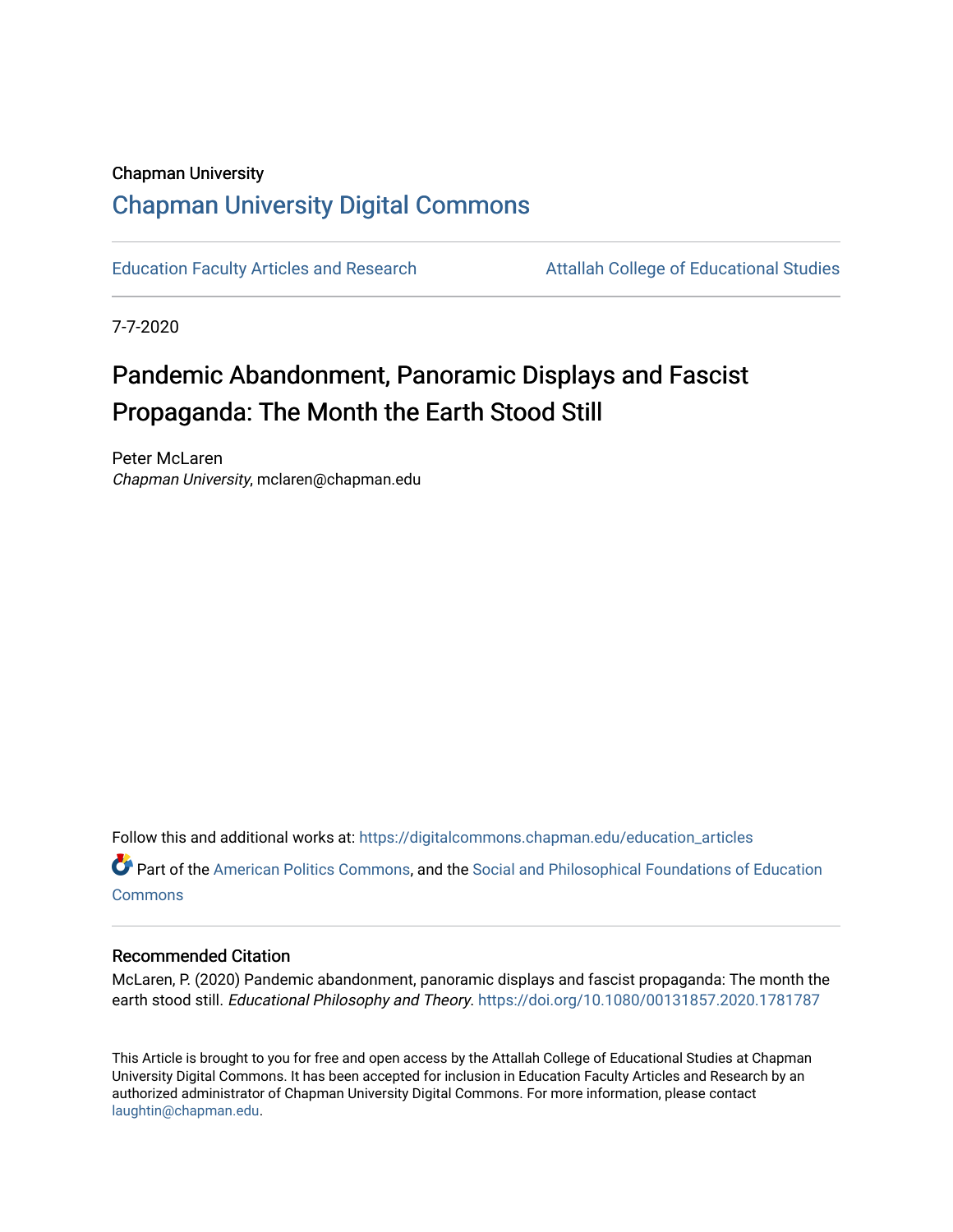Chapman University

# Chapman University Digital Commons

Education Faculty Articles and Research | Attallah College of Educational Studies

7-7-2020

# Pandemic Abandonment, Panoramic Displays and Fascist Propaganda: The Month the Earth Stood Still

Peter McLaren
*Chapman University*, mclaren@chapman.edu

Follow this and additional works at: https://digitalcommons.chapman.edu/education_articles

Part of the American Politics Commons, and the Social and Philosophical Foundations of Education Commons

## Recommended Citation

McLaren, P. (2020) Pandemic abandonment, panoramic displays and fascist propaganda: The month the earth stood still. *Educational Philosophy and Theory*. https://doi.org/10.1080/00131857.2020.1781787

This Article is brought to you for free and open access by the Attallah College of Educational Studies at Chapman University Digital Commons. It has been accepted for inclusion in Education Faculty Articles and Research by an authorized administrator of Chapman University Digital Commons. For more information, please contact laughtin@chapman.edu.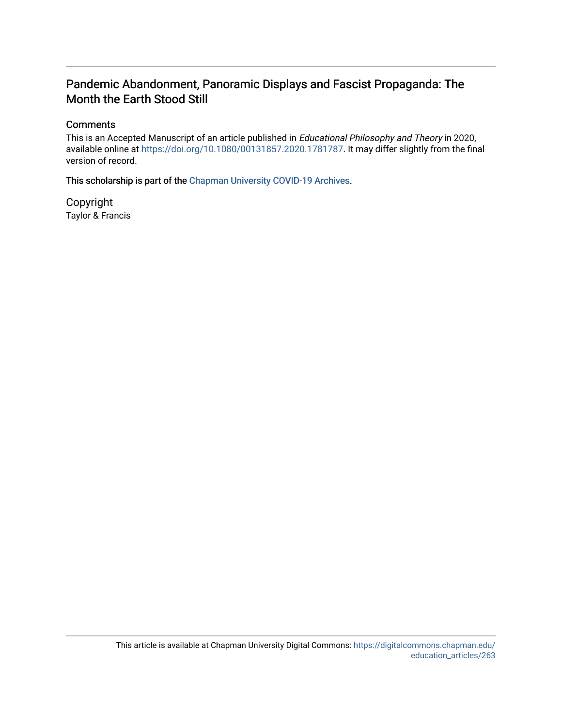# Pandemic Abandonment, Panoramic Displays and Fascist Propaganda: The Month the Earth Stood Still

## Comments

This is an Accepted Manuscript of an article published in *Educational Philosophy and Theory* in 2020, available online at https://doi.org/10.1080/00131857.2020.1781787. It may differ slightly from the final version of record.

This scholarship is part of the Chapman University COVID-19 Archives.

## Copyright

Taylor & Francis

This article is available at Chapman University Digital Commons: https://digitalcommons.chapman.edu/education_articles/263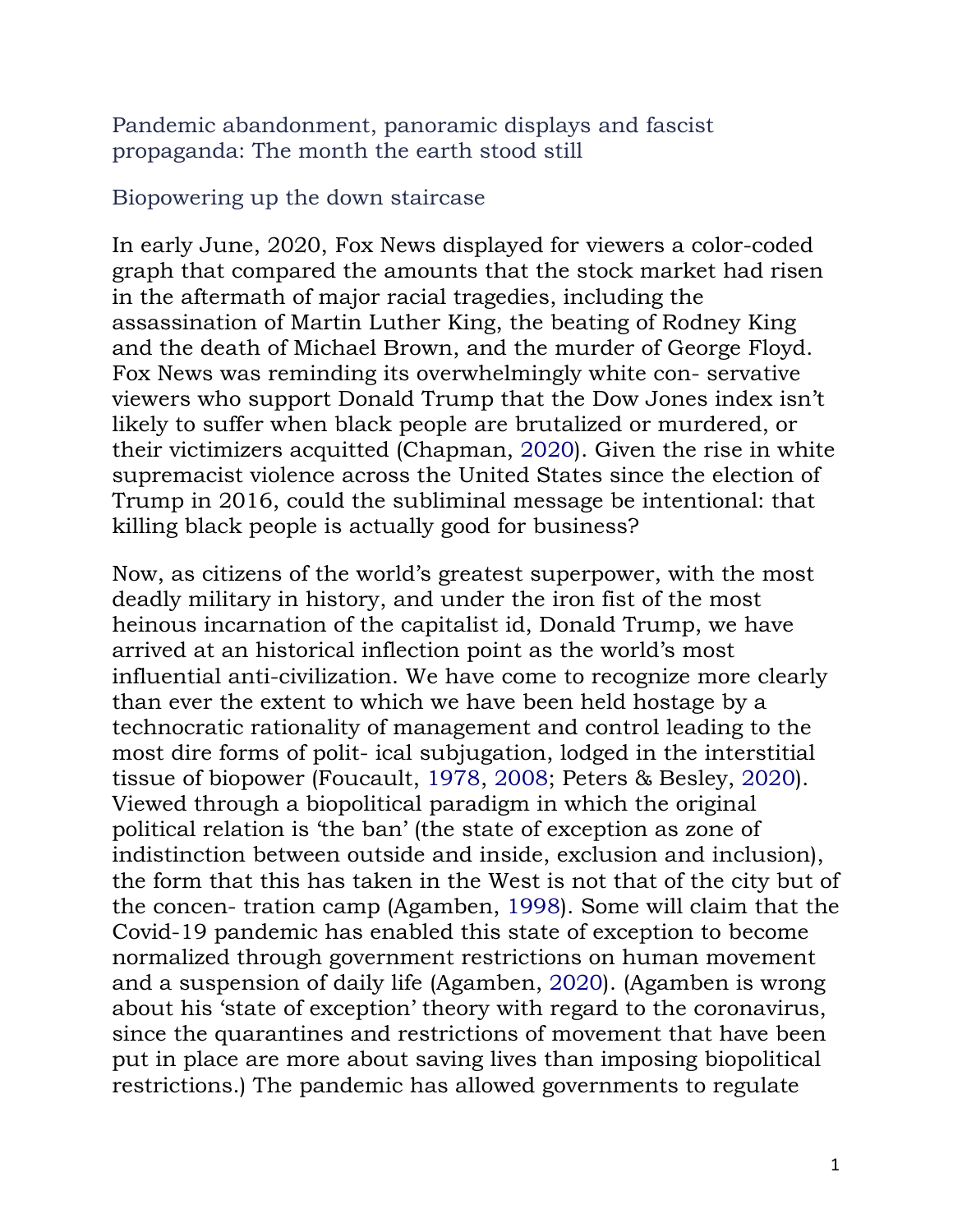## Pandemic abandonment, panoramic displays and fascist propaganda: The month the earth stood still

### Biopowering up the down staircase

In early June, 2020, Fox News displayed for viewers a color-coded graph that compared the amounts that the stock market had risen in the aftermath of major racial tragedies, including the assassination of Martin Luther King, the beating of Rodney King and the death of Michael Brown, and the murder of George Floyd. Fox News was reminding its overwhelmingly white conservative viewers who support Donald Trump that the Dow Jones index isn't likely to suffer when black people are brutalized or murdered, or their victimizers acquitted (Chapman, 2020). Given the rise in white supremacist violence across the United States since the election of Trump in 2016, could the subliminal message be intentional: that killing black people is actually good for business?

Now, as citizens of the world's greatest superpower, with the most deadly military in history, and under the iron fist of the most heinous incarnation of the capitalist id, Donald Trump, we have arrived at an historical inflection point as the world's most influential anti-civilization. We have come to recognize more clearly than ever the extent to which we have been held hostage by a technocratic rationality of management and control leading to the most dire forms of political subjugation, lodged in the interstitial tissue of biopower (Foucault, 1978, 2008; Peters & Besley, 2020). Viewed through a biopolitical paradigm in which the original political relation is 'the ban' (the state of exception as zone of indistinction between outside and inside, exclusion and inclusion), the form that this has taken in the West is not that of the city but of the concentration camp (Agamben, 1998). Some will claim that the Covid-19 pandemic has enabled this state of exception to become normalized through government restrictions on human movement and a suspension of daily life (Agamben, 2020). (Agamben is wrong about his 'state of exception' theory with regard to the coronavirus, since the quarantines and restrictions of movement that have been put in place are more about saving lives than imposing biopolitical restrictions.) The pandemic has allowed governments to regulate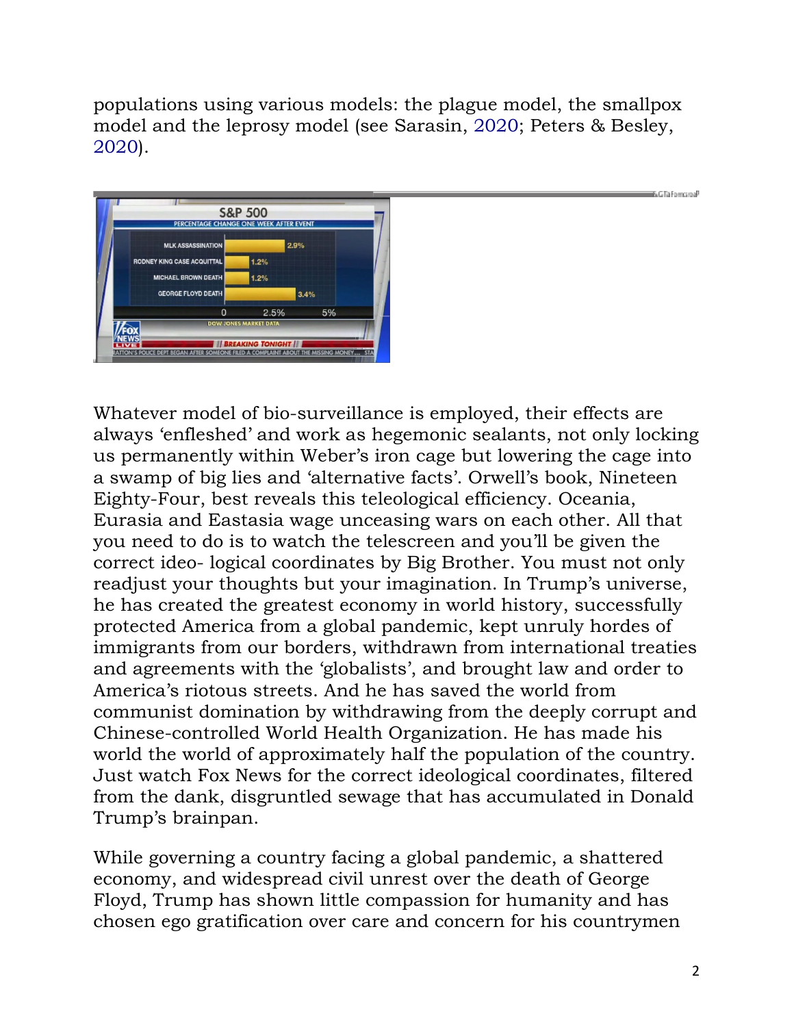populations using various models: the plague model, the smallpox model and the leprosy model (see Sarasin, 2020; Peters & Besley, 2020).

S&P 500

PERCENTAGE CHANGE ONE WEEK AFTER EVENT

MLK ASSASSINATION 2.9%

RODNEY KING CASE ACQUITTAL 1.2%

MICHAEL BROWN DEATH 1.2%

GEORGE FLOYD DEATH 3.4%

0 2.5% 5%

DOW JONES MARKET DATA

FOX NEWS LIVE

BREAKING TONIGHT

Whatever model of bio-surveillance is employed, their effects are always 'enfleshed' and work as hegemonic sealants, not only locking us permanently within Weber's iron cage but lowering the cage into a swamp of big lies and 'alternative facts'. Orwell's book, Nineteen Eighty-Four, best reveals this teleological efficiency. Oceania, Eurasia and Eastasia wage unceasing wars on each other. All that you need to do is to watch the telescreen and you'll be given the correct ideo- logical coordinates by Big Brother. You must not only readjust your thoughts but your imagination. In Trump's universe, he has created the greatest economy in world history, successfully protected America from a global pandemic, kept unruly hordes of immigrants from our borders, withdrawn from international treaties and agreements with the 'globalists', and brought law and order to America's riotous streets. And he has saved the world from communist domination by withdrawing from the deeply corrupt and Chinese-controlled World Health Organization. He has made his world the world of approximately half the population of the country. Just watch Fox News for the correct ideological coordinates, filtered from the dank, disgruntled sewage that has accumulated in Donald Trump's brainpan.

While governing a country facing a global pandemic, a shattered economy, and widespread civil unrest over the death of George Floyd, Trump has shown little compassion for humanity and has chosen ego gratification over care and concern for his countrymen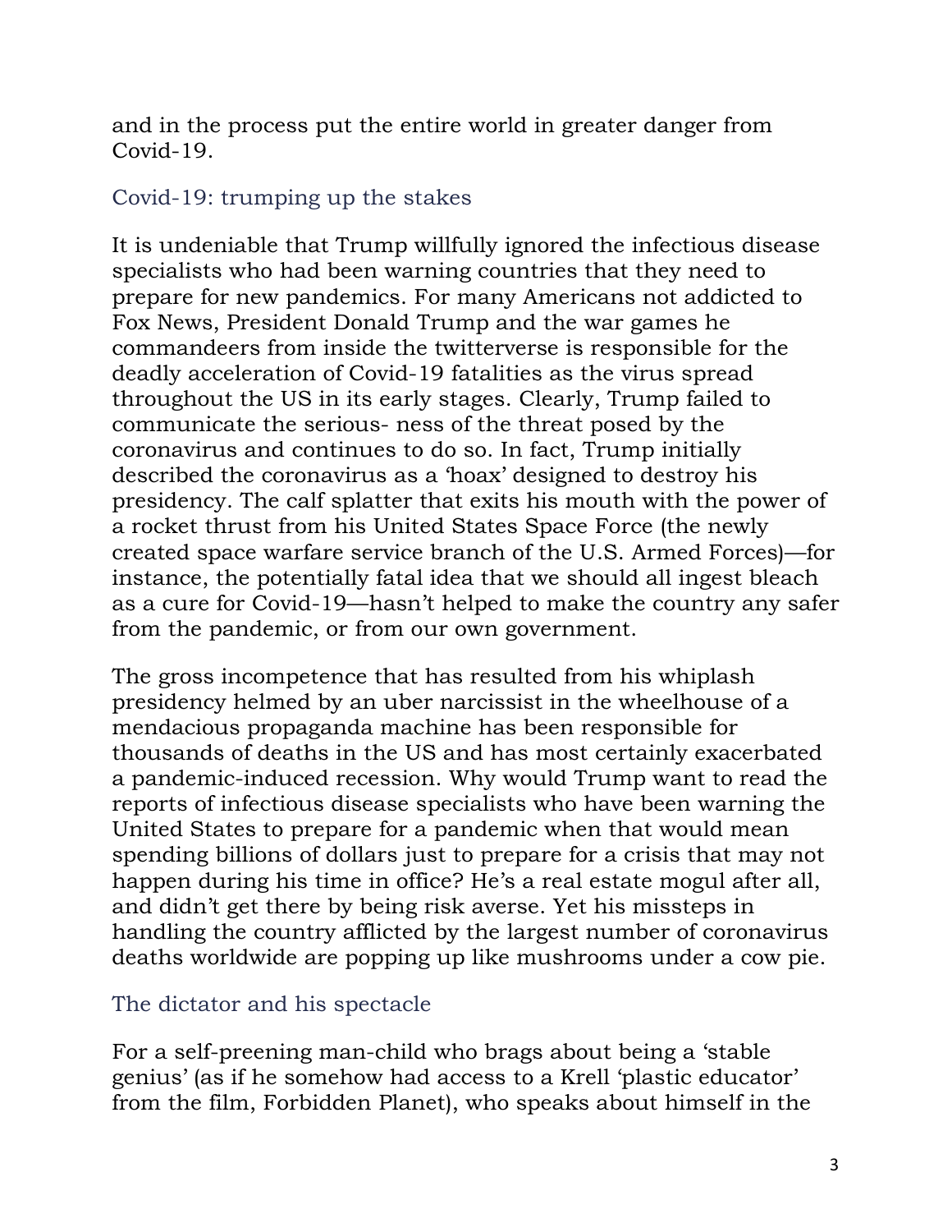and in the process put the entire world in greater danger from Covid-19.

## Covid-19: trumping up the stakes

It is undeniable that Trump willfully ignored the infectious disease specialists who had been warning countries that they need to prepare for new pandemics. For many Americans not addicted to Fox News, President Donald Trump and the war games he commandeers from inside the twitterverse is responsible for the deadly acceleration of Covid-19 fatalities as the virus spread throughout the US in its early stages. Clearly, Trump failed to communicate the serious- ness of the threat posed by the coronavirus and continues to do so. In fact, Trump initially described the coronavirus as a 'hoax' designed to destroy his presidency. The calf splatter that exits his mouth with the power of a rocket thrust from his United States Space Force (the newly created space warfare service branch of the U.S. Armed Forces)—for instance, the potentially fatal idea that we should all ingest bleach as a cure for Covid-19—hasn't helped to make the country any safer from the pandemic, or from our own government.

The gross incompetence that has resulted from his whiplash presidency helmed by an uber narcissist in the wheelhouse of a mendacious propaganda machine has been responsible for thousands of deaths in the US and has most certainly exacerbated a pandemic-induced recession. Why would Trump want to read the reports of infectious disease specialists who have been warning the United States to prepare for a pandemic when that would mean spending billions of dollars just to prepare for a crisis that may not happen during his time in office? He's a real estate mogul after all, and didn't get there by being risk averse. Yet his missteps in handling the country afflicted by the largest number of coronavirus deaths worldwide are popping up like mushrooms under a cow pie.

## The dictator and his spectacle

For a self-preening man-child who brags about being a 'stable genius' (as if he somehow had access to a Krell 'plastic educator' from the film, Forbidden Planet), who speaks about himself in the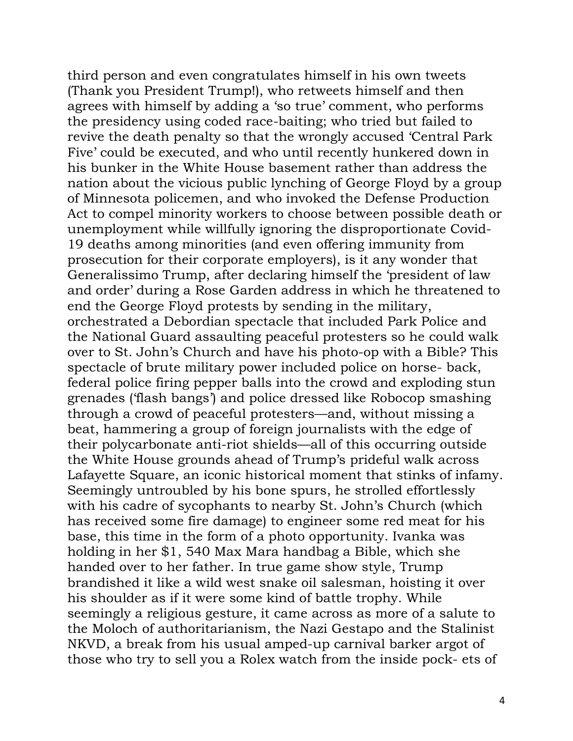third person and even congratulates himself in his own tweets (Thank you President Trump!), who retweets himself and then agrees with himself by adding a 'so true' comment, who performs the presidency using coded race-baiting; who tried but failed to revive the death penalty so that the wrongly accused 'Central Park Five' could be executed, and who until recently hunkered down in his bunker in the White House basement rather than address the nation about the vicious public lynching of George Floyd by a group of Minnesota policemen, and who invoked the Defense Production Act to compel minority workers to choose between possible death or unemployment while willfully ignoring the disproportionate Covid-19 deaths among minorities (and even offering immunity from prosecution for their corporate employers), is it any wonder that Generalissimo Trump, after declaring himself the 'president of law and order' during a Rose Garden address in which he threatened to end the George Floyd protests by sending in the military, orchestrated a Debordian spectacle that included Park Police and the National Guard assaulting peaceful protesters so he could walk over to St. John's Church and have his photo-op with a Bible? This spectacle of brute military power included police on horse- back, federal police firing pepper balls into the crowd and exploding stun grenades ('flash bangs') and police dressed like Robocop smashing through a crowd of peaceful protesters—and, without missing a beat, hammering a group of foreign journalists with the edge of their polycarbonate anti-riot shields—all of this occurring outside the White House grounds ahead of Trump's prideful walk across Lafayette Square, an iconic historical moment that stinks of infamy. Seemingly untroubled by his bone spurs, he strolled effortlessly with his cadre of sycophants to nearby St. John's Church (which has received some fire damage) to engineer some red meat for his base, this time in the form of a photo opportunity. Ivanka was holding in her $1, 540 Max Mara handbag a Bible, which she handed over to her father. In true game show style, Trump brandished it like a wild west snake oil salesman, hoisting it over his shoulder as if it were some kind of battle trophy. While seemingly a religious gesture, it came across as more of a salute to the Moloch of authoritarianism, the Nazi Gestapo and the Stalinist NKVD, a break from his usual amped-up carnival barker argot of those who try to sell you a Rolex watch from the inside pock- ets of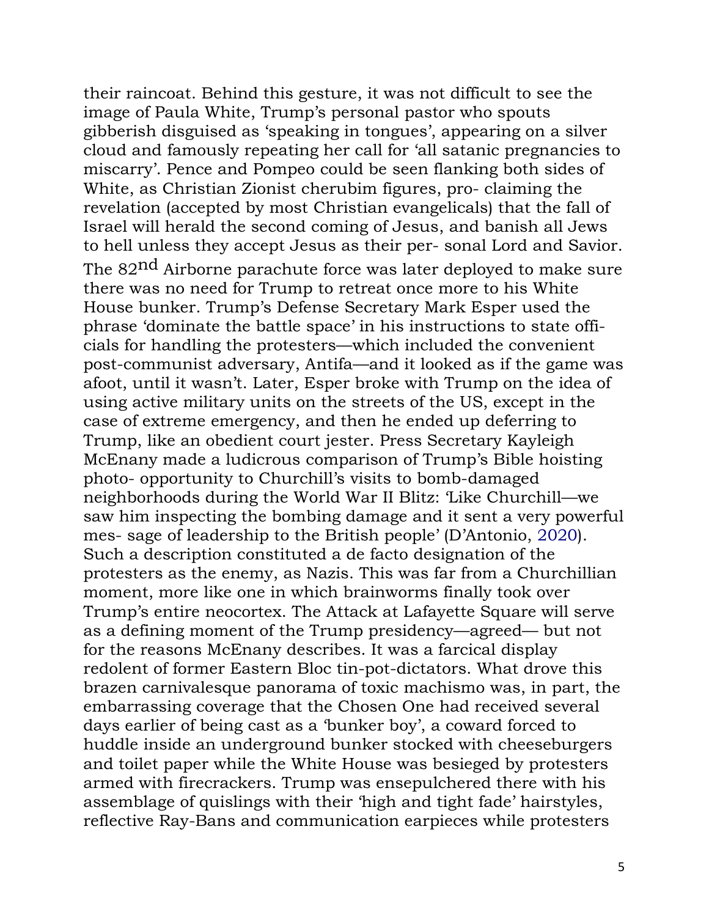their raincoat. Behind this gesture, it was not difficult to see the image of Paula White, Trump's personal pastor who spouts gibberish disguised as 'speaking in tongues', appearing on a silver cloud and famously repeating her call for 'all satanic pregnancies to miscarry'. Pence and Pompeo could be seen flanking both sides of White, as Christian Zionist cherubim figures, pro- claiming the revelation (accepted by most Christian evangelicals) that the fall of Israel will herald the second coming of Jesus, and banish all Jews to hell unless they accept Jesus as their per- sonal Lord and Savior. The 82nd Airborne parachute force was later deployed to make sure there was no need for Trump to retreat once more to his White House bunker. Trump's Defense Secretary Mark Esper used the phrase 'dominate the battle space' in his instructions to state offi- cials for handling the protesters—which included the convenient post-communist adversary, Antifa—and it looked as if the game was afoot, until it wasn't. Later, Esper broke with Trump on the idea of using active military units on the streets of the US, except in the case of extreme emergency, and then he ended up deferring to Trump, like an obedient court jester. Press Secretary Kayleigh McEnany made a ludicrous comparison of Trump's Bible hoisting photo- opportunity to Churchill's visits to bomb-damaged neighborhoods during the World War II Blitz: 'Like Churchill—we saw him inspecting the bombing damage and it sent a very powerful mes- sage of leadership to the British people' (D'Antonio, 2020). Such a description constituted a de facto designation of the protesters as the enemy, as Nazis. This was far from a Churchillian moment, more like one in which brainworms finally took over Trump's entire neocortex. The Attack at Lafayette Square will serve as a defining moment of the Trump presidency—agreed— but not for the reasons McEnany describes. It was a farcical display redolent of former Eastern Bloc tin-pot-dictators. What drove this brazen carnivalesque panorama of toxic machismo was, in part, the embarrassing coverage that the Chosen One had received several days earlier of being cast as a 'bunker boy', a coward forced to huddle inside an underground bunker stocked with cheeseburgers and toilet paper while the White House was besieged by protesters armed with firecrackers. Trump was ensepulchered there with his assemblage of quislings with their 'high and tight fade' hairstyles, reflective Ray-Bans and communication earpieces while protesters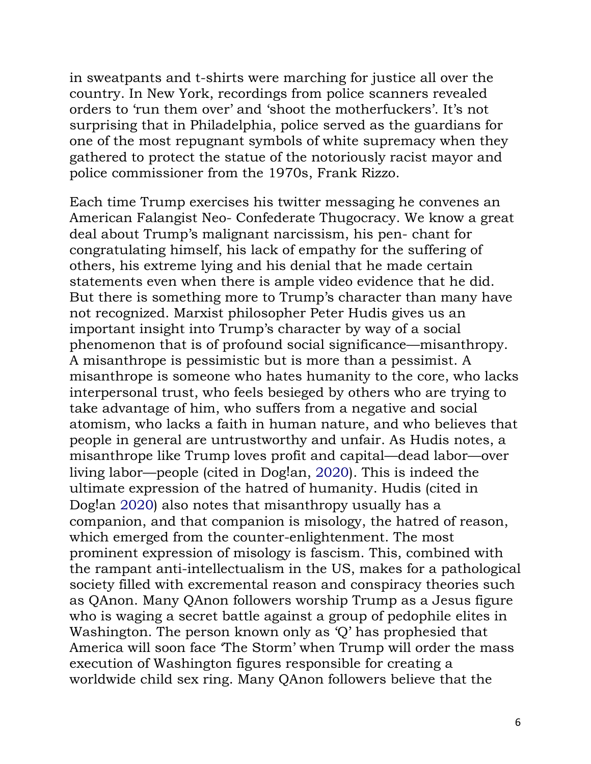in sweatpants and t-shirts were marching for justice all over the country. In New York, recordings from police scanners revealed orders to 'run them over' and 'shoot the motherfuckers'. It's not surprising that in Philadelphia, police served as the guardians for one of the most repugnant symbols of white supremacy when they gathered to protect the statue of the notoriously racist mayor and police commissioner from the 1970s, Frank Rizzo.

Each time Trump exercises his twitter messaging he convenes an American Falangist Neo- Confederate Thugocracy. We know a great deal about Trump's malignant narcissism, his pen- chant for congratulating himself, his lack of empathy for the suffering of others, his extreme lying and his denial that he made certain statements even when there is ample video evidence that he did. But there is something more to Trump's character than many have not recognized. Marxist philosopher Peter Hudis gives us an important insight into Trump's character by way of a social phenomenon that is of profound social significance—misanthropy. A misanthrope is pessimistic but is more than a pessimist. A misanthrope is someone who hates humanity to the core, who lacks interpersonal trust, who feels besieged by others who are trying to take advantage of him, who suffers from a negative and social atomism, who lacks a faith in human nature, and who believes that people in general are untrustworthy and unfair. As Hudis notes, a misanthrope like Trump loves profit and capital—dead labor—over living labor—people (cited in Dog!an, 2020). This is indeed the ultimate expression of the hatred of humanity. Hudis (cited in Dog!an 2020) also notes that misanthropy usually has a companion, and that companion is misology, the hatred of reason, which emerged from the counter-enlightenment. The most prominent expression of misology is fascism. This, combined with the rampant anti-intellectualism in the US, makes for a pathological society filled with excremental reason and conspiracy theories such as QAnon. Many QAnon followers worship Trump as a Jesus figure who is waging a secret battle against a group of pedophile elites in Washington. The person known only as 'Q' has prophesied that America will soon face 'The Storm' when Trump will order the mass execution of Washington figures responsible for creating a worldwide child sex ring. Many QAnon followers believe that the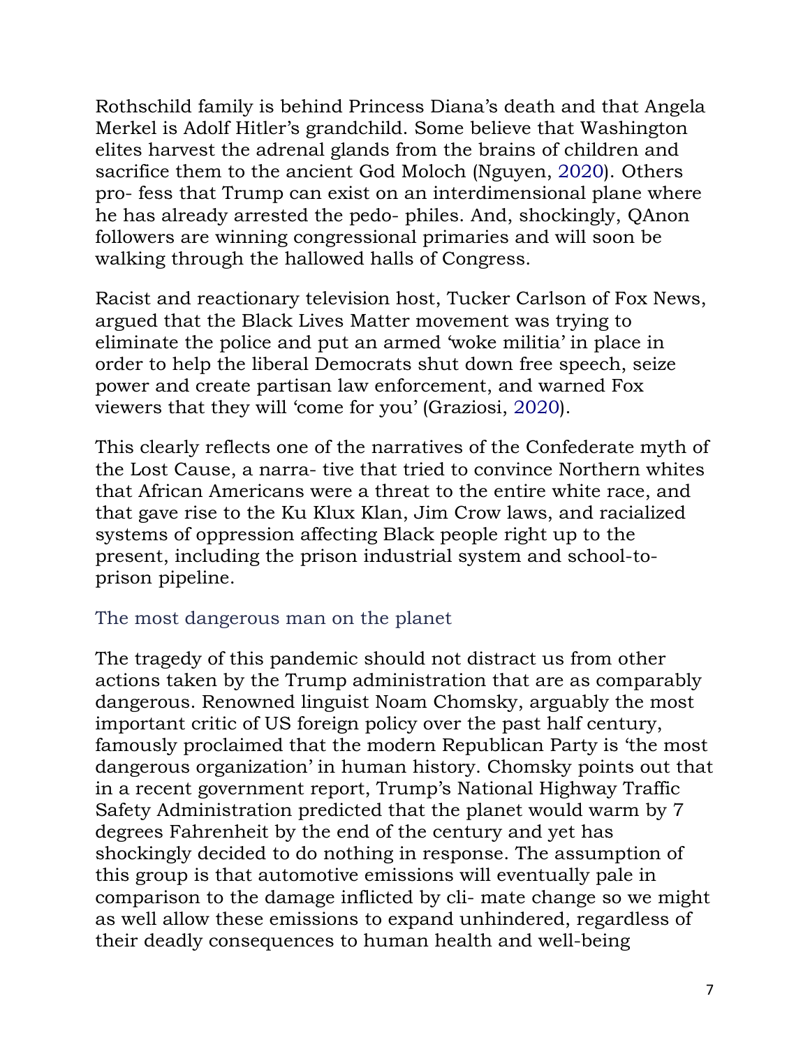Rothschild family is behind Princess Diana's death and that Angela Merkel is Adolf Hitler's grandchild. Some believe that Washington elites harvest the adrenal glands from the brains of children and sacrifice them to the ancient God Moloch (Nguyen, 2020). Others pro- fess that Trump can exist on an interdimensional plane where he has already arrested the pedo- philes. And, shockingly, QAnon followers are winning congressional primaries and will soon be walking through the hallowed halls of Congress.

Racist and reactionary television host, Tucker Carlson of Fox News, argued that the Black Lives Matter movement was trying to eliminate the police and put an armed 'woke militia' in place in order to help the liberal Democrats shut down free speech, seize power and create partisan law enforcement, and warned Fox viewers that they will 'come for you' (Graziosi, 2020).

This clearly reflects one of the narratives of the Confederate myth of the Lost Cause, a narra- tive that tried to convince Northern whites that African Americans were a threat to the entire white race, and that gave rise to the Ku Klux Klan, Jim Crow laws, and racialized systems of oppression affecting Black people right up to the present, including the prison industrial system and school-to-prison pipeline.

## The most dangerous man on the planet

The tragedy of this pandemic should not distract us from other actions taken by the Trump administration that are as comparably dangerous. Renowned linguist Noam Chomsky, arguably the most important critic of US foreign policy over the past half century, famously proclaimed that the modern Republican Party is 'the most dangerous organization' in human history. Chomsky points out that in a recent government report, Trump's National Highway Traffic Safety Administration predicted that the planet would warm by 7 degrees Fahrenheit by the end of the century and yet has shockingly decided to do nothing in response. The assumption of this group is that automotive emissions will eventually pale in comparison to the damage inflicted by cli- mate change so we might as well allow these emissions to expand unhindered, regardless of their deadly consequences to human health and well-being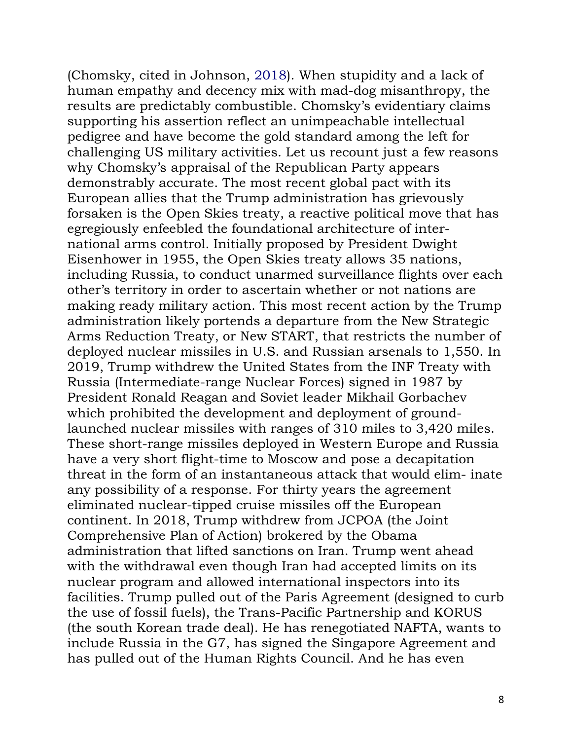(Chomsky, cited in Johnson, 2018). When stupidity and a lack of human empathy and decency mix with mad-dog misanthropy, the results are predictably combustible. Chomsky's evidentiary claims supporting his assertion reflect an unimpeachable intellectual pedigree and have become the gold standard among the left for challenging US military activities. Let us recount just a few reasons why Chomsky's appraisal of the Republican Party appears demonstrably accurate. The most recent global pact with its European allies that the Trump administration has grievously forsaken is the Open Skies treaty, a reactive political move that has egregiously enfeebled the foundational architecture of international arms control. Initially proposed by President Dwight Eisenhower in 1955, the Open Skies treaty allows 35 nations, including Russia, to conduct unarmed surveillance flights over each other's territory in order to ascertain whether or not nations are making ready military action. This most recent action by the Trump administration likely portends a departure from the New Strategic Arms Reduction Treaty, or New START, that restricts the number of deployed nuclear missiles in U.S. and Russian arsenals to 1,550. In 2019, Trump withdrew the United States from the INF Treaty with Russia (Intermediate-range Nuclear Forces) signed in 1987 by President Ronald Reagan and Soviet leader Mikhail Gorbachev which prohibited the development and deployment of ground-launched nuclear missiles with ranges of 310 miles to 3,420 miles. These short-range missiles deployed in Western Europe and Russia have a very short flight-time to Moscow and pose a decapitation threat in the form of an instantaneous attack that would eliminate any possibility of a response. For thirty years the agreement eliminated nuclear-tipped cruise missiles off the European continent. In 2018, Trump withdrew from JCPOA (the Joint Comprehensive Plan of Action) brokered by the Obama administration that lifted sanctions on Iran. Trump went ahead with the withdrawal even though Iran had accepted limits on its nuclear program and allowed international inspectors into its facilities. Trump pulled out of the Paris Agreement (designed to curb the use of fossil fuels), the Trans-Pacific Partnership and KORUS (the south Korean trade deal). He has renegotiated NAFTA, wants to include Russia in the G7, has signed the Singapore Agreement and has pulled out of the Human Rights Council. And he has even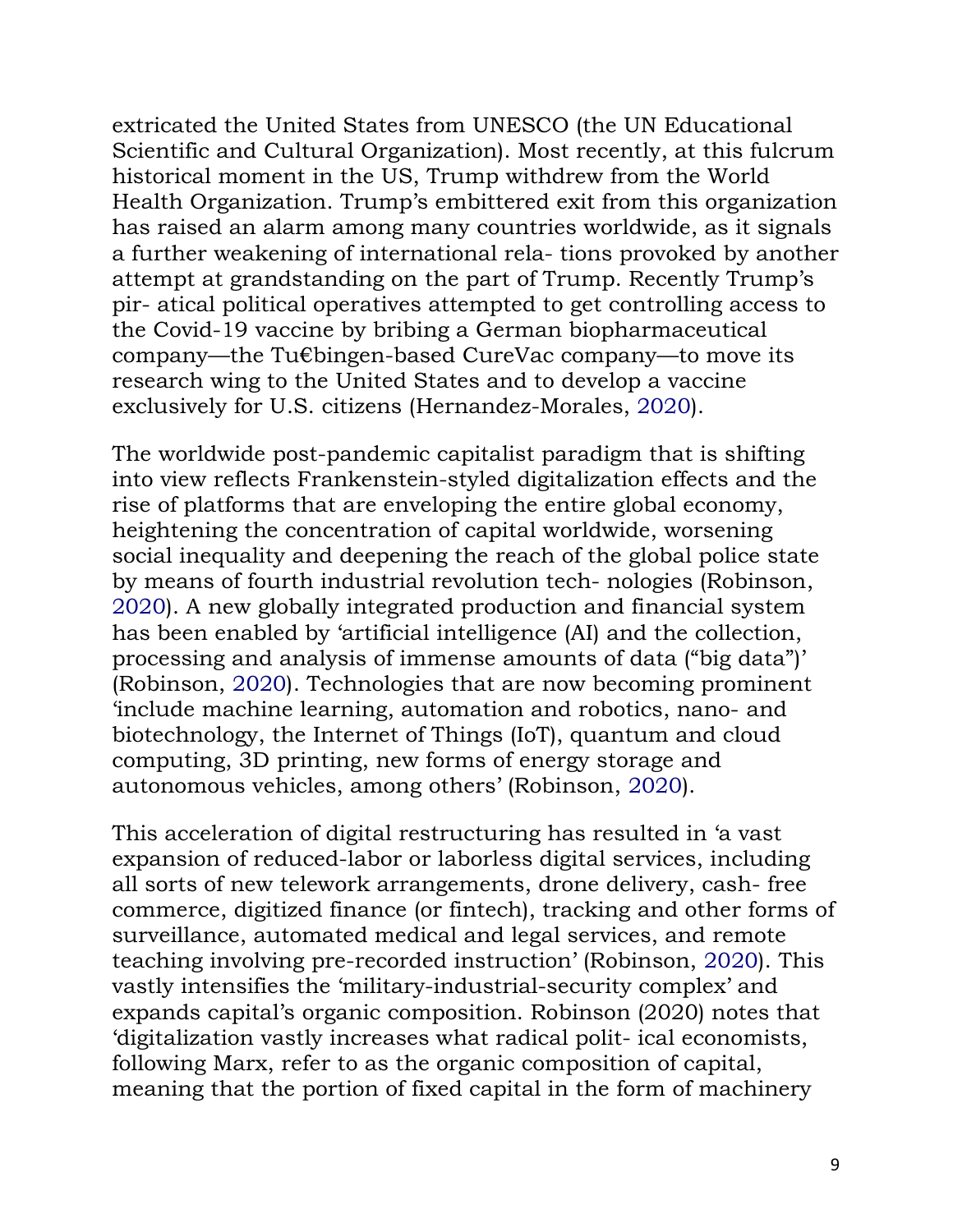extricated the United States from UNESCO (the UN Educational Scientific and Cultural Organization). Most recently, at this fulcrum historical moment in the US, Trump withdrew from the World Health Organization. Trump's embittered exit from this organization has raised an alarm among many countries worldwide, as it signals a further weakening of international rela- tions provoked by another attempt at grandstanding on the part of Trump. Recently Trump's pir- atical political operatives attempted to get controlling access to the Covid-19 vaccine by bribing a German biopharmaceutical company—the Tu€bingen-based CureVac company—to move its research wing to the United States and to develop a vaccine exclusively for U.S. citizens (Hernandez-Morales, 2020).

The worldwide post-pandemic capitalist paradigm that is shifting into view reflects Frankenstein-styled digitalization effects and the rise of platforms that are enveloping the entire global economy, heightening the concentration of capital worldwide, worsening social inequality and deepening the reach of the global police state by means of fourth industrial revolution tech- nologies (Robinson, 2020). A new globally integrated production and financial system has been enabled by 'artificial intelligence (AI) and the collection, processing and analysis of immense amounts of data ("big data")' (Robinson, 2020). Technologies that are now becoming prominent 'include machine learning, automation and robotics, nano- and biotechnology, the Internet of Things (IoT), quantum and cloud computing, 3D printing, new forms of energy storage and autonomous vehicles, among others' (Robinson, 2020).

This acceleration of digital restructuring has resulted in 'a vast expansion of reduced-labor or laborless digital services, including all sorts of new telework arrangements, drone delivery, cash- free commerce, digitized finance (or fintech), tracking and other forms of surveillance, automated medical and legal services, and remote teaching involving pre-recorded instruction' (Robinson, 2020). This vastly intensifies the 'military-industrial-security complex' and expands capital's organic composition. Robinson (2020) notes that 'digitalization vastly increases what radical polit- ical economists, following Marx, refer to as the organic composition of capital, meaning that the portion of fixed capital in the form of machinery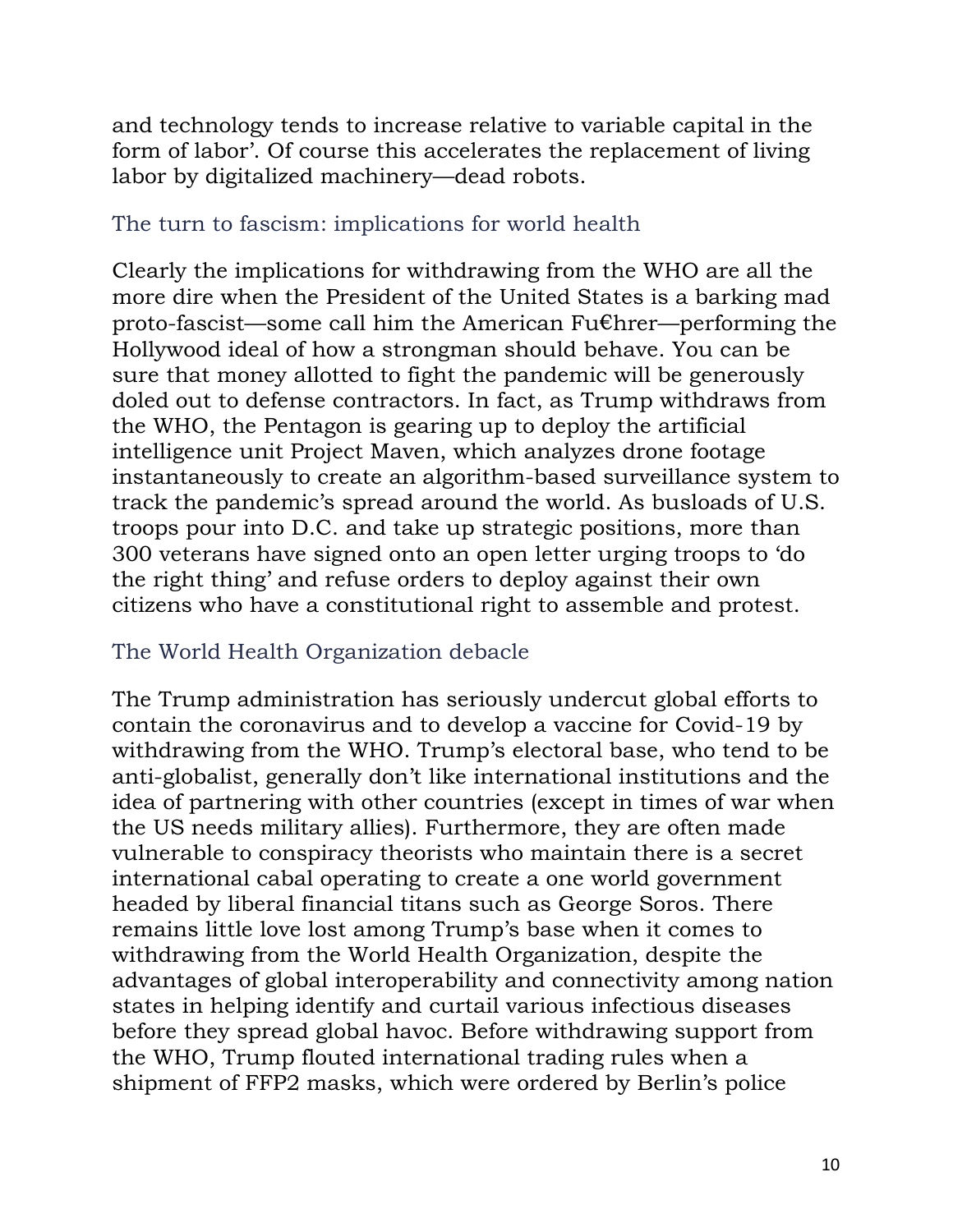and technology tends to increase relative to variable capital in the form of labor'. Of course this accelerates the replacement of living labor by digitalized machinery—dead robots.

## The turn to fascism: implications for world health

Clearly the implications for withdrawing from the WHO are all the more dire when the President of the United States is a barking mad proto-fascist—some call him the American Fu€hrer—performing the Hollywood ideal of how a strongman should behave. You can be sure that money allotted to fight the pandemic will be generously doled out to defense contractors. In fact, as Trump withdraws from the WHO, the Pentagon is gearing up to deploy the artificial intelligence unit Project Maven, which analyzes drone footage instantaneously to create an algorithm-based surveillance system to track the pandemic's spread around the world. As busloads of U.S. troops pour into D.C. and take up strategic positions, more than 300 veterans have signed onto an open letter urging troops to 'do the right thing' and refuse orders to deploy against their own citizens who have a constitutional right to assemble and protest.

## The World Health Organization debacle

The Trump administration has seriously undercut global efforts to contain the coronavirus and to develop a vaccine for Covid-19 by withdrawing from the WHO. Trump's electoral base, who tend to be anti-globalist, generally don't like international institutions and the idea of partnering with other countries (except in times of war when the US needs military allies). Furthermore, they are often made vulnerable to conspiracy theorists who maintain there is a secret international cabal operating to create a one world government headed by liberal financial titans such as George Soros. There remains little love lost among Trump's base when it comes to withdrawing from the World Health Organization, despite the advantages of global interoperability and connectivity among nation states in helping identify and curtail various infectious diseases before they spread global havoc. Before withdrawing support from the WHO, Trump flouted international trading rules when a shipment of FFP2 masks, which were ordered by Berlin's police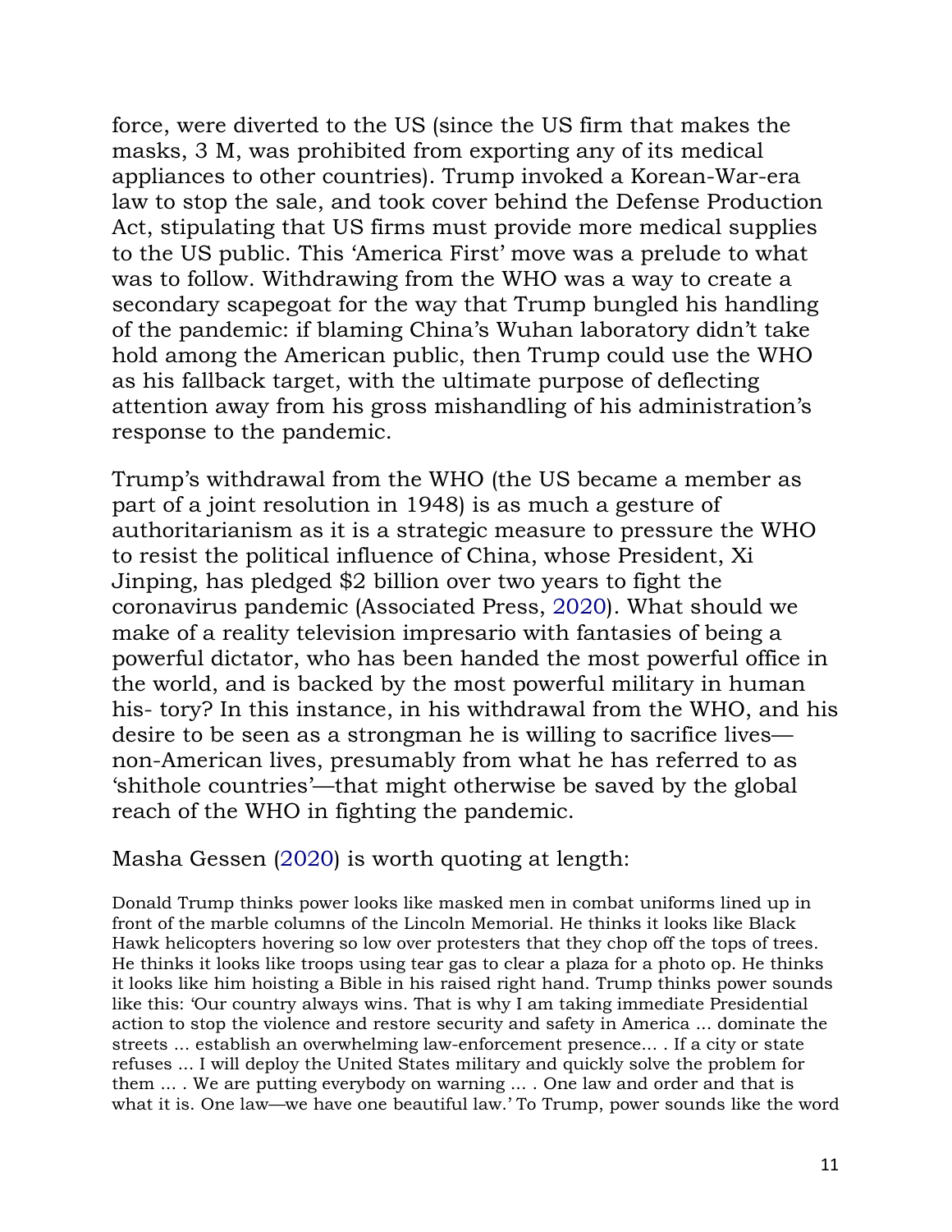force, were diverted to the US (since the US firm that makes the masks, 3 M, was prohibited from exporting any of its medical appliances to other countries). Trump invoked a Korean-War-era law to stop the sale, and took cover behind the Defense Production Act, stipulating that US firms must provide more medical supplies to the US public. This 'America First' move was a prelude to what was to follow. Withdrawing from the WHO was a way to create a secondary scapegoat for the way that Trump bungled his handling of the pandemic: if blaming China's Wuhan laboratory didn't take hold among the American public, then Trump could use the WHO as his fallback target, with the ultimate purpose of deflecting attention away from his gross mishandling of his administration's response to the pandemic.

Trump's withdrawal from the WHO (the US became a member as part of a joint resolution in 1948) is as much a gesture of authoritarianism as it is a strategic measure to pressure the WHO to resist the political influence of China, whose President, Xi Jinping, has pledged $2 billion over two years to fight the coronavirus pandemic (Associated Press, 2020). What should we make of a reality television impresario with fantasies of being a powerful dictator, who has been handed the most powerful office in the world, and is backed by the most powerful military in human his- tory? In this instance, in his withdrawal from the WHO, and his desire to be seen as a strongman he is willing to sacrifice lives—non-American lives, presumably from what he has referred to as 'shithole countries'—that might otherwise be saved by the global reach of the WHO in fighting the pandemic.

Masha Gessen (2020) is worth quoting at length:

> Donald Trump thinks power looks like masked men in combat uniforms lined up in front of the marble columns of the Lincoln Memorial. He thinks it looks like Black Hawk helicopters hovering so low over protesters that they chop off the tops of trees. He thinks it looks like troops using tear gas to clear a plaza for a photo op. He thinks it looks like him hoisting a Bible in his raised right hand. Trump thinks power sounds like this: 'Our country always wins. That is why I am taking immediate Presidential action to stop the violence and restore security and safety in America ... dominate the streets ... establish an overwhelming law-enforcement presence... . If a city or state refuses ... I will deploy the United States military and quickly solve the problem for them ... . We are putting everybody on warning ... . One law and order and that is what it is. One law—we have one beautiful law.' To Trump, power sounds like the word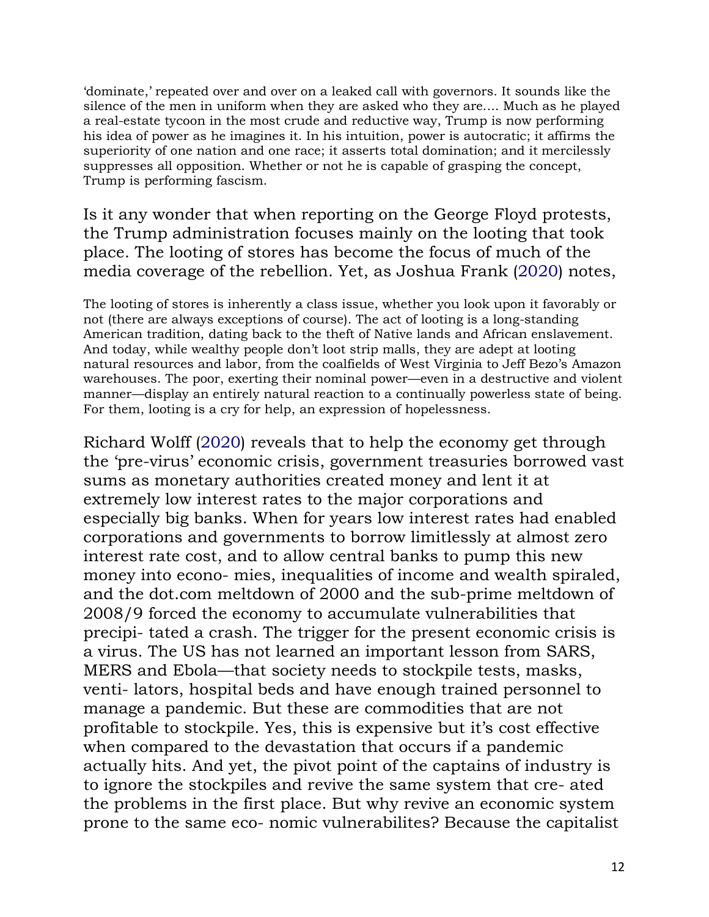'dominate,' repeated over and over on a leaked call with governors. It sounds like the silence of the men in uniform when they are asked who they are…. Much as he played a real-estate tycoon in the most crude and reductive way, Trump is now performing his idea of power as he imagines it. In his intuition, power is autocratic; it affirms the superiority of one nation and one race; it asserts total domination; and it mercilessly suppresses all opposition. Whether or not he is capable of grasping the concept, Trump is performing fascism.

Is it any wonder that when reporting on the George Floyd protests, the Trump administration focuses mainly on the looting that took place. The looting of stores has become the focus of much of the media coverage of the rebellion. Yet, as Joshua Frank (2020) notes,

> The looting of stores is inherently a class issue, whether you look upon it favorably or not (there are always exceptions of course). The act of looting is a long-standing American tradition, dating back to the theft of Native lands and African enslavement. And today, while wealthy people don't loot strip malls, they are adept at looting natural resources and labor, from the coalfields of West Virginia to Jeff Bezo's Amazon warehouses. The poor, exerting their nominal power—even in a destructive and violent manner—display an entirely natural reaction to a continually powerless state of being. For them, looting is a cry for help, an expression of hopelessness.

Richard Wolff (2020) reveals that to help the economy get through the 'pre-virus' economic crisis, government treasuries borrowed vast sums as monetary authorities created money and lent it at extremely low interest rates to the major corporations and especially big banks. When for years low interest rates had enabled corporations and governments to borrow limitlessly at almost zero interest rate cost, and to allow central banks to pump this new money into econo- mies, inequalities of income and wealth spiraled, and the dot.com meltdown of 2000 and the sub-prime meltdown of 2008/9 forced the economy to accumulate vulnerabilities that precipi- tated a crash. The trigger for the present economic crisis is a virus. The US has not learned an important lesson from SARS, MERS and Ebola—that society needs to stockpile tests, masks, venti- lators, hospital beds and have enough trained personnel to manage a pandemic. But these are commodities that are not profitable to stockpile. Yes, this is expensive but it's cost effective when compared to the devastation that occurs if a pandemic actually hits. And yet, the pivot point of the captains of industry is to ignore the stockpiles and revive the same system that cre- ated the problems in the first place. But why revive an economic system prone to the same eco- nomic vulnerabilites? Because the capitalist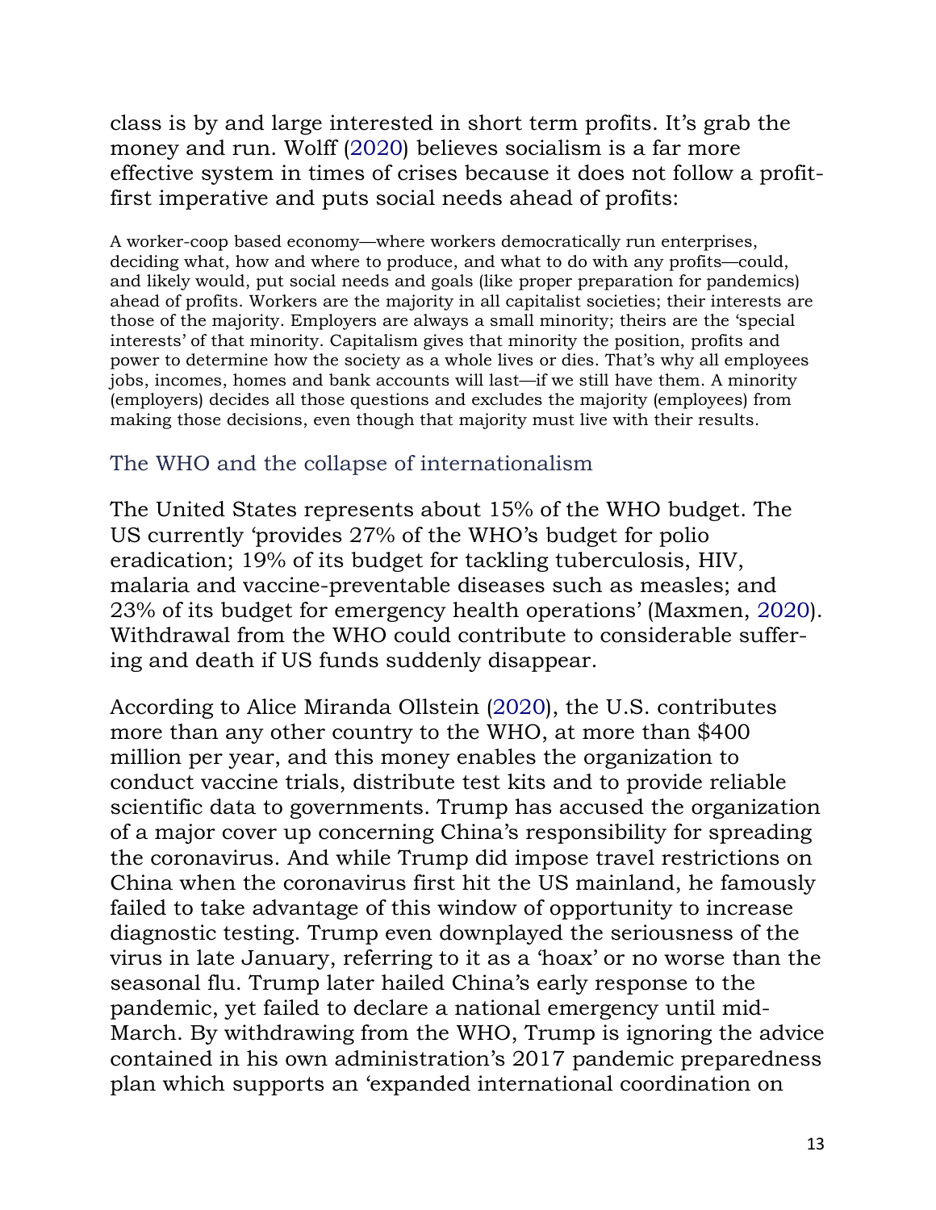class is by and large interested in short term profits. It's grab the money and run. Wolff (2020) believes socialism is a far more effective system in times of crises because it does not follow a profit-first imperative and puts social needs ahead of profits:

> A worker-coop based economy—where workers democratically run enterprises, deciding what, how and where to produce, and what to do with any profits—could, and likely would, put social needs and goals (like proper preparation for pandemics) ahead of profits. Workers are the majority in all capitalist societies; their interests are those of the majority. Employers are always a small minority; theirs are the 'special interests' of that minority. Capitalism gives that minority the position, profits and power to determine how the society as a whole lives or dies. That's why all employees jobs, incomes, homes and bank accounts will last—if we still have them. A minority (employers) decides all those questions and excludes the majority (employees) from making those decisions, even though that majority must live with their results.

## The WHO and the collapse of internationalism

The United States represents about 15% of the WHO budget. The US currently 'provides 27% of the WHO's budget for polio eradication; 19% of its budget for tackling tuberculosis, HIV, malaria and vaccine-preventable diseases such as measles; and 23% of its budget for emergency health operations' (Maxmen, 2020). Withdrawal from the WHO could contribute to considerable suffering and death if US funds suddenly disappear.

According to Alice Miranda Ollstein (2020), the U.S. contributes more than any other country to the WHO, at more than $400 million per year, and this money enables the organization to conduct vaccine trials, distribute test kits and to provide reliable scientific data to governments. Trump has accused the organization of a major cover up concerning China's responsibility for spreading the coronavirus. And while Trump did impose travel restrictions on China when the coronavirus first hit the US mainland, he famously failed to take advantage of this window of opportunity to increase diagnostic testing. Trump even downplayed the seriousness of the virus in late January, referring to it as a 'hoax' or no worse than the seasonal flu. Trump later hailed China's early response to the pandemic, yet failed to declare a national emergency until mid-March. By withdrawing from the WHO, Trump is ignoring the advice contained in his own administration's 2017 pandemic preparedness plan which supports an 'expanded international coordination on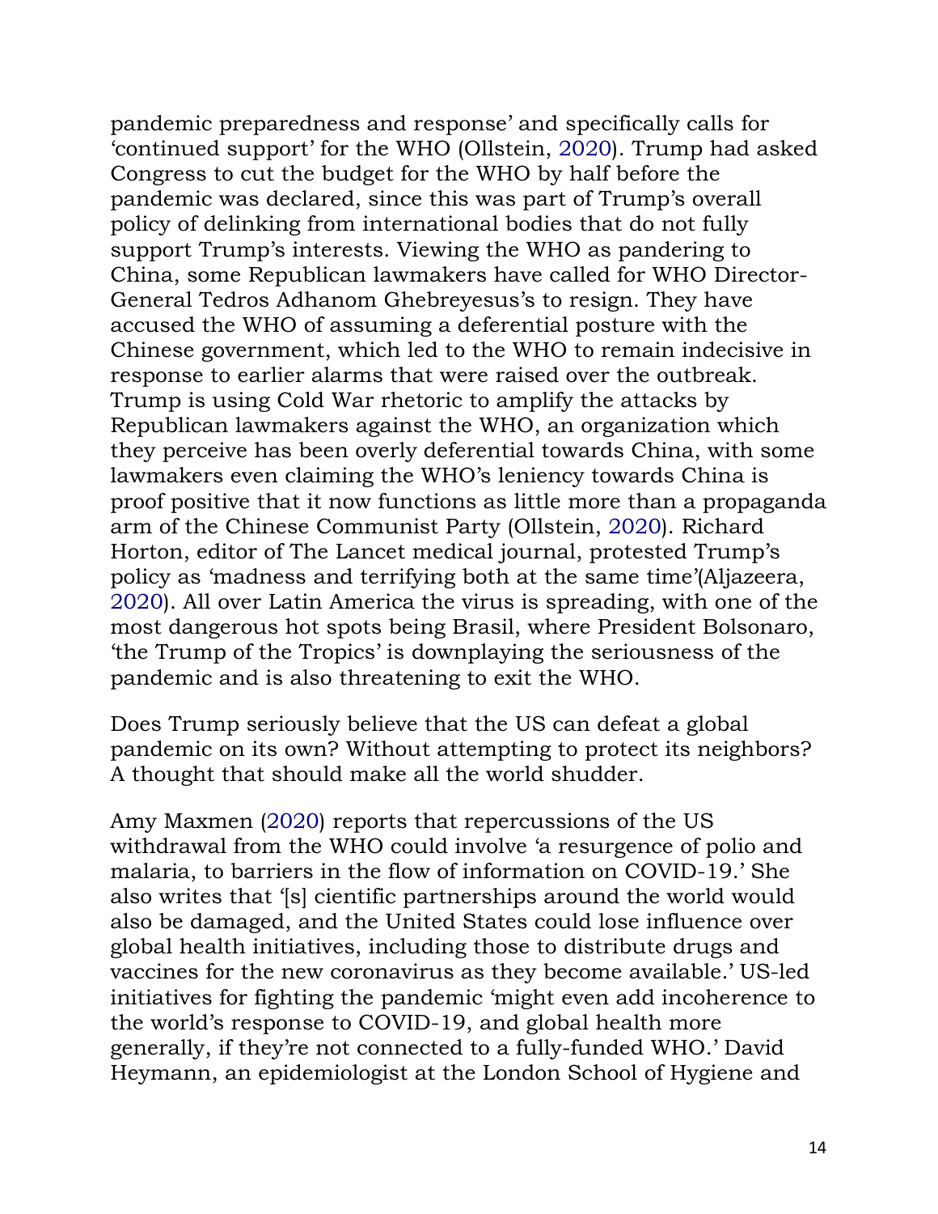pandemic preparedness and response' and specifically calls for 'continued support' for the WHO (Ollstein, 2020). Trump had asked Congress to cut the budget for the WHO by half before the pandemic was declared, since this was part of Trump's overall policy of delinking from international bodies that do not fully support Trump's interests. Viewing the WHO as pandering to China, some Republican lawmakers have called for WHO Director-General Tedros Adhanom Ghebreyesus's to resign. They have accused the WHO of assuming a deferential posture with the Chinese government, which led to the WHO to remain indecisive in response to earlier alarms that were raised over the outbreak. Trump is using Cold War rhetoric to amplify the attacks by Republican lawmakers against the WHO, an organization which they perceive has been overly deferential towards China, with some lawmakers even claiming the WHO's leniency towards China is proof positive that it now functions as little more than a propaganda arm of the Chinese Communist Party (Ollstein, 2020). Richard Horton, editor of The Lancet medical journal, protested Trump's policy as 'madness and terrifying both at the same time'(Aljazeera, 2020). All over Latin America the virus is spreading, with one of the most dangerous hot spots being Brasil, where President Bolsonaro, 'the Trump of the Tropics' is downplaying the seriousness of the pandemic and is also threatening to exit the WHO.

Does Trump seriously believe that the US can defeat a global pandemic on its own? Without attempting to protect its neighbors? A thought that should make all the world shudder.

Amy Maxmen (2020) reports that repercussions of the US withdrawal from the WHO could involve 'a resurgence of polio and malaria, to barriers in the flow of information on COVID-19.' She also writes that '[s] cientific partnerships around the world would also be damaged, and the United States could lose influence over global health initiatives, including those to distribute drugs and vaccines for the new coronavirus as they become available.' US-led initiatives for fighting the pandemic 'might even add incoherence to the world's response to COVID-19, and global health more generally, if they're not connected to a fully-funded WHO.' David Heymann, an epidemiologist at the London School of Hygiene and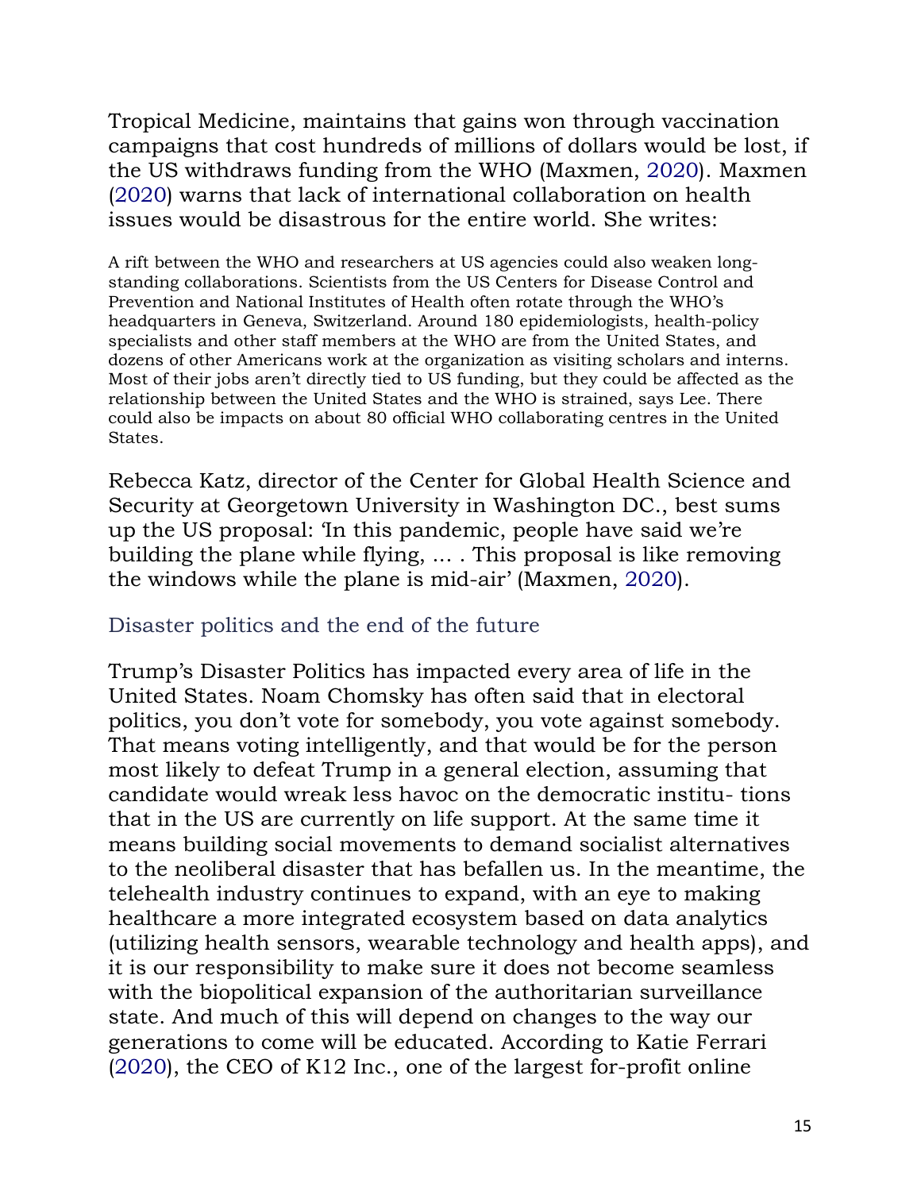Tropical Medicine, maintains that gains won through vaccination campaigns that cost hundreds of millions of dollars would be lost, if the US withdraws funding from the WHO (Maxmen, 2020). Maxmen (2020) warns that lack of international collaboration on health issues would be disastrous for the entire world. She writes:

> A rift between the WHO and researchers at US agencies could also weaken long-standing collaborations. Scientists from the US Centers for Disease Control and Prevention and National Institutes of Health often rotate through the WHO's headquarters in Geneva, Switzerland. Around 180 epidemiologists, health-policy specialists and other staff members at the WHO are from the United States, and dozens of other Americans work at the organization as visiting scholars and interns. Most of their jobs aren't directly tied to US funding, but they could be affected as the relationship between the United States and the WHO is strained, says Lee. There could also be impacts on about 80 official WHO collaborating centres in the United States.

Rebecca Katz, director of the Center for Global Health Science and Security at Georgetown University in Washington DC., best sums up the US proposal: 'In this pandemic, people have said we're building the plane while flying, ... . This proposal is like removing the windows while the plane is mid-air' (Maxmen, 2020).

## Disaster politics and the end of the future

Trump's Disaster Politics has impacted every area of life in the United States. Noam Chomsky has often said that in electoral politics, you don't vote for somebody, you vote against somebody. That means voting intelligently, and that would be for the person most likely to defeat Trump in a general election, assuming that candidate would wreak less havoc on the democratic institutions that in the US are currently on life support. At the same time it means building social movements to demand socialist alternatives to the neoliberal disaster that has befallen us. In the meantime, the telehealth industry continues to expand, with an eye to making healthcare a more integrated ecosystem based on data analytics (utilizing health sensors, wearable technology and health apps), and it is our responsibility to make sure it does not become seamless with the biopolitical expansion of the authoritarian surveillance state. And much of this will depend on changes to the way our generations to come will be educated. According to Katie Ferrari (2020), the CEO of K12 Inc., one of the largest for-profit online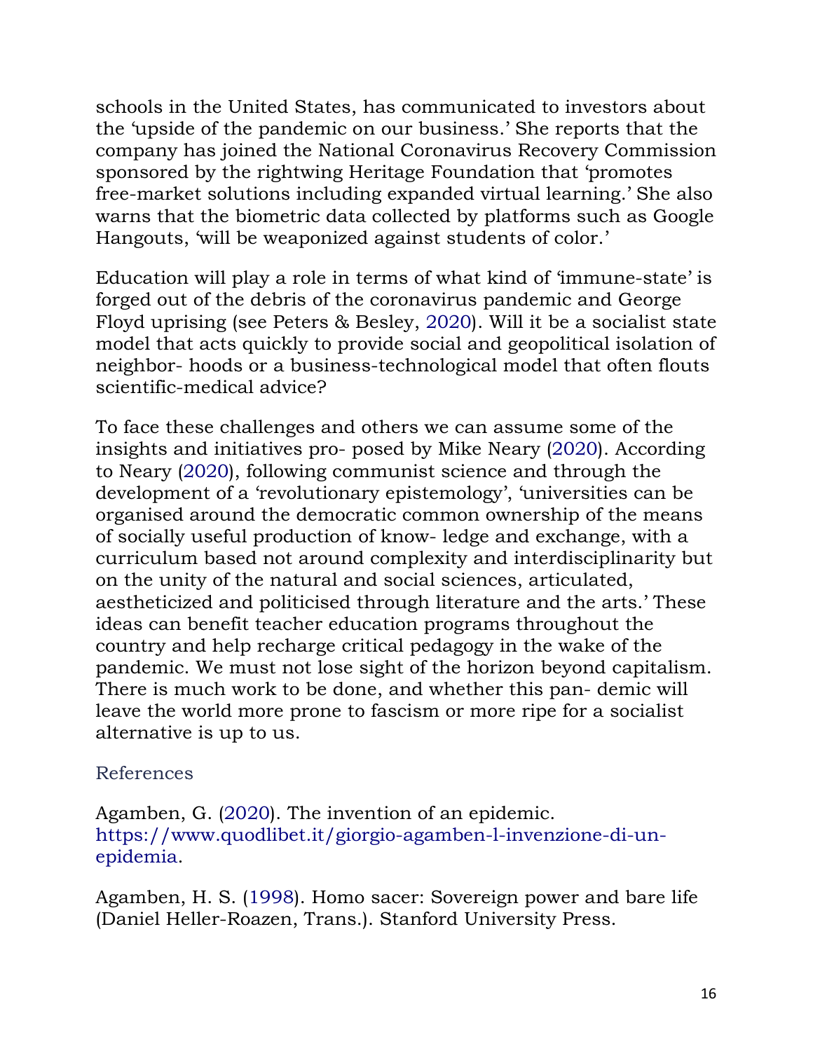schools in the United States, has communicated to investors about the 'upside of the pandemic on our business.' She reports that the company has joined the National Coronavirus Recovery Commission sponsored by the rightwing Heritage Foundation that 'promotes free-market solutions including expanded virtual learning.' She also warns that the biometric data collected by platforms such as Google Hangouts, 'will be weaponized against students of color.'

Education will play a role in terms of what kind of 'immune-state' is forged out of the debris of the coronavirus pandemic and George Floyd uprising (see Peters & Besley, 2020). Will it be a socialist state model that acts quickly to provide social and geopolitical isolation of neighbor- hoods or a business-technological model that often flouts scientific-medical advice?

To face these challenges and others we can assume some of the insights and initiatives pro- posed by Mike Neary (2020). According to Neary (2020), following communist science and through the development of a 'revolutionary epistemology', 'universities can be organised around the democratic common ownership of the means of socially useful production of know- ledge and exchange, with a curriculum based not around complexity and interdisciplinarity but on the unity of the natural and social sciences, articulated, aestheticized and politicised through literature and the arts.' These ideas can benefit teacher education programs throughout the country and help recharge critical pedagogy in the wake of the pandemic. We must not lose sight of the horizon beyond capitalism. There is much work to be done, and whether this pan- demic will leave the world more prone to fascism or more ripe for a socialist alternative is up to us.

## References

Agamben, G. (2020). The invention of an epidemic. https://www.quodlibet.it/giorgio-agamben-l-invenzione-di-un-epidemia.

Agamben, H. S. (1998). Homo sacer: Sovereign power and bare life (Daniel Heller-Roazen, Trans.). Stanford University Press.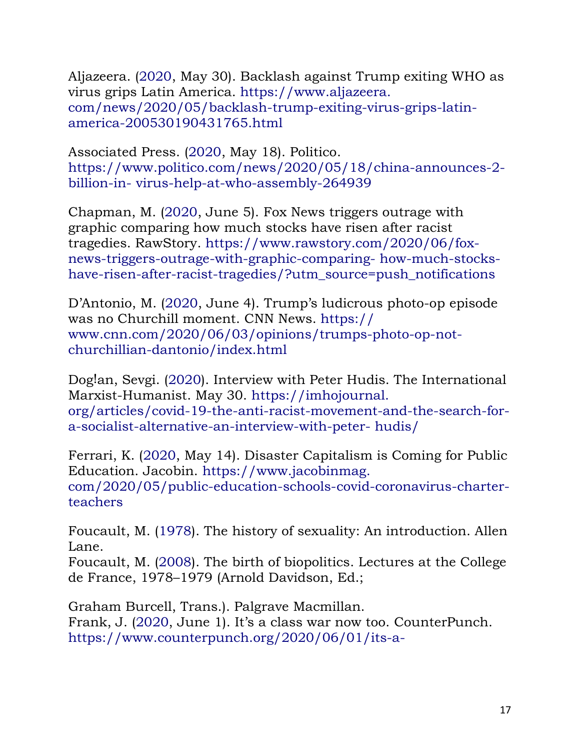Aljazeera. (2020, May 30). Backlash against Trump exiting WHO as virus grips Latin America. https://www.aljazeera.com/news/2020/05/backlash-trump-exiting-virus-grips-latin-america-200530190431765.html

Associated Press. (2020, May 18). Politico. https://www.politico.com/news/2020/05/18/china-announces-2-billion-in- virus-help-at-who-assembly-264939

Chapman, M. (2020, June 5). Fox News triggers outrage with graphic comparing how much stocks have risen after racist tragedies. RawStory. https://www.rawstory.com/2020/06/fox-news-triggers-outrage-with-graphic-comparing- how-much-stocks-have-risen-after-racist-tragedies/?utm_source=push_notifications

D'Antonio, M. (2020, June 4). Trump's ludicrous photo-op episode was no Churchill moment. CNN News. https://www.cnn.com/2020/06/03/opinions/trumps-photo-op-not-churchillian-dantonio/index.html

Dog!an, Sevgi. (2020). Interview with Peter Hudis. The International Marxist-Humanist. May 30. https://imhojournal.org/articles/covid-19-the-anti-racist-movement-and-the-search-for-a-socialist-alternative-an-interview-with-peter- hudis/

Ferrari, K. (2020, May 14). Disaster Capitalism is Coming for Public Education. Jacobin. https://www.jacobinmag.com/2020/05/public-education-schools-covid-coronavirus-charter-teachers

Foucault, M. (1978). The history of sexuality: An introduction. Allen Lane.

Foucault, M. (2008). The birth of biopolitics. Lectures at the College de France, 1978–1979 (Arnold Davidson, Ed.;

Graham Burcell, Trans.). Palgrave Macmillan.

Frank, J. (2020, June 1). It's a class war now too. CounterPunch. https://www.counterpunch.org/2020/06/01/its-a-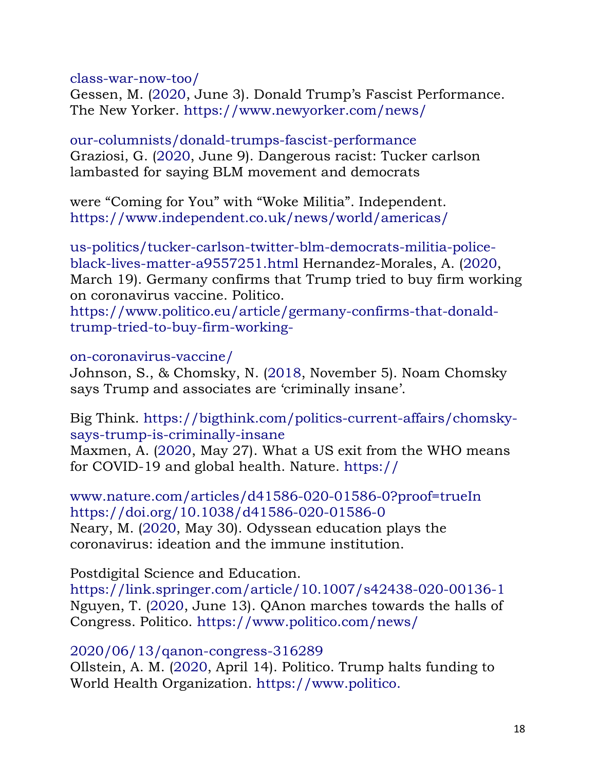class-war-now-too/

Gessen, M. (2020, June 3). Donald Trump's Fascist Performance. The New Yorker. https://www.newyorker.com/news/our-columnists/donald-trumps-fascist-performance

Graziosi, G. (2020, June 9). Dangerous racist: Tucker carlson lambasted for saying BLM movement and democrats were "Coming for You" with "Woke Militia". Independent. https://www.independent.co.uk/news/world/americas/us-politics/tucker-carlson-twitter-blm-democrats-militia-police-black-lives-matter-a9557251.html

Hernandez-Morales, A. (2020, March 19). Germany confirms that Trump tried to buy firm working on coronavirus vaccine. Politico. https://www.politico.eu/article/germany-confirms-that-donald-trump-tried-to-buy-firm-working-on-coronavirus-vaccine/

Johnson, S., & Chomsky, N. (2018, November 5). Noam Chomsky says Trump and associates are 'criminally insane'. Big Think. https://bigthink.com/politics-current-affairs/chomsky-says-trump-is-criminally-insane

Maxmen, A. (2020, May 27). What a US exit from the WHO means for COVID-19 and global health. Nature. https://www.nature.com/articles/d41586-020-01586-0?proof=trueIn https://doi.org/10.1038/d41586-020-01586-0

Neary, M. (2020, May 30). Odyssean education plays the coronavirus: ideation and the immune institution. Postdigital Science and Education. https://link.springer.com/article/10.1007/s42438-020-00136-1

Nguyen, T. (2020, June 13). QAnon marches towards the halls of Congress. Politico. https://www.politico.com/news/2020/06/13/qanon-congress-316289

Ollstein, A. M. (2020, April 14). Politico. Trump halts funding to World Health Organization. https://www.politico.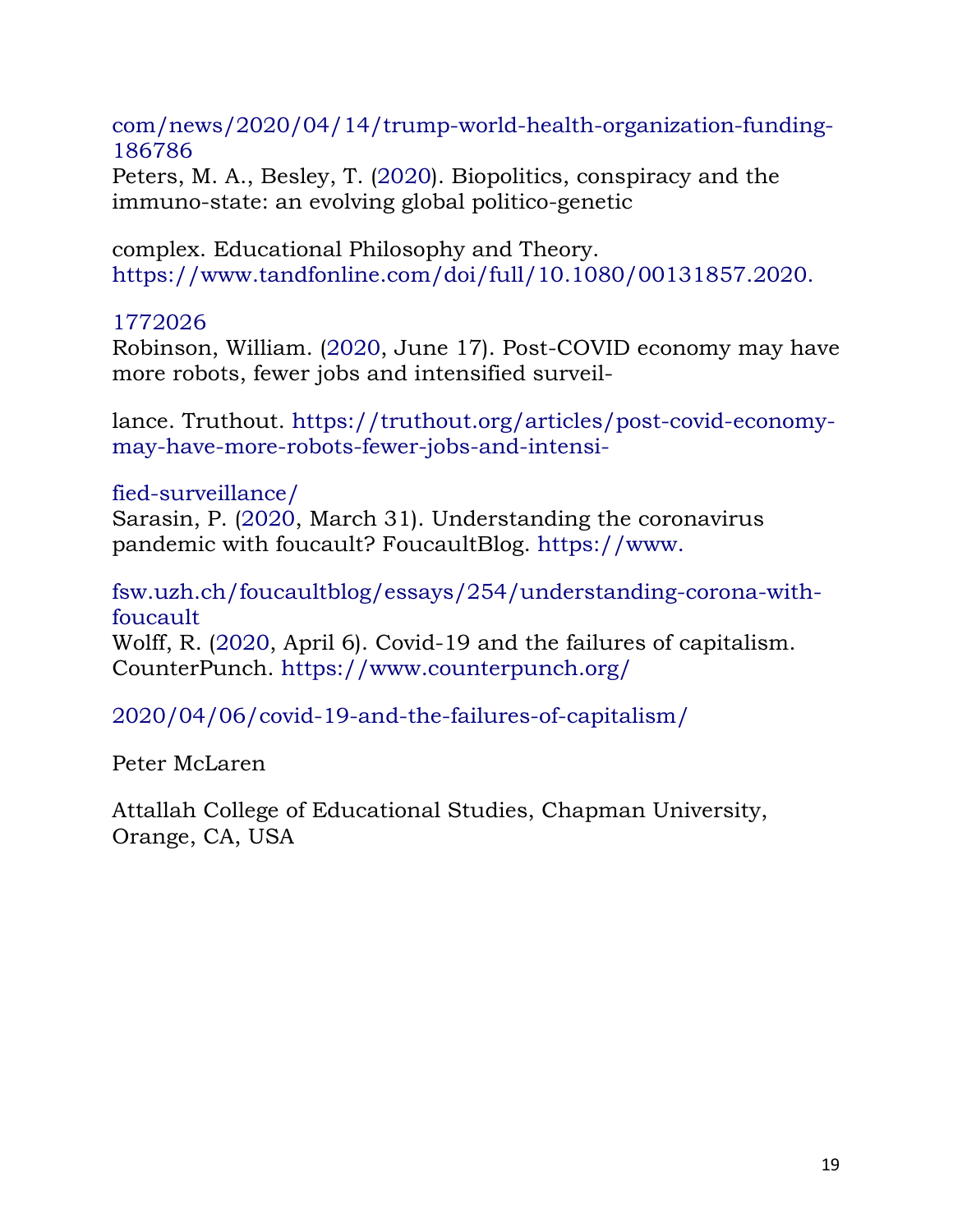com/news/2020/04/14/trump-world-health-organization-funding-186786

Peters, M. A., Besley, T. (2020). Biopolitics, conspiracy and the immuno-state: an evolving global politico-genetic complex. Educational Philosophy and Theory. https://www.tandfonline.com/doi/full/10.1080/00131857.2020.1772026

Robinson, William. (2020, June 17). Post-COVID economy may have more robots, fewer jobs and intensified surveillance. Truthout. https://truthout.org/articles/post-covid-economy-may-have-more-robots-fewer-jobs-and-intensified-surveillance/

Sarasin, P. (2020, March 31). Understanding the coronavirus pandemic with foucault? FoucaultBlog. https://www.fsw.uzh.ch/foucaultblog/essays/254/understanding-corona-with-foucault

Wolff, R. (2020, April 6). Covid-19 and the failures of capitalism. CounterPunch. https://www.counterpunch.org/2020/04/06/covid-19-and-the-failures-of-capitalism/

Peter McLaren

Attallah College of Educational Studies, Chapman University, Orange, CA, USA